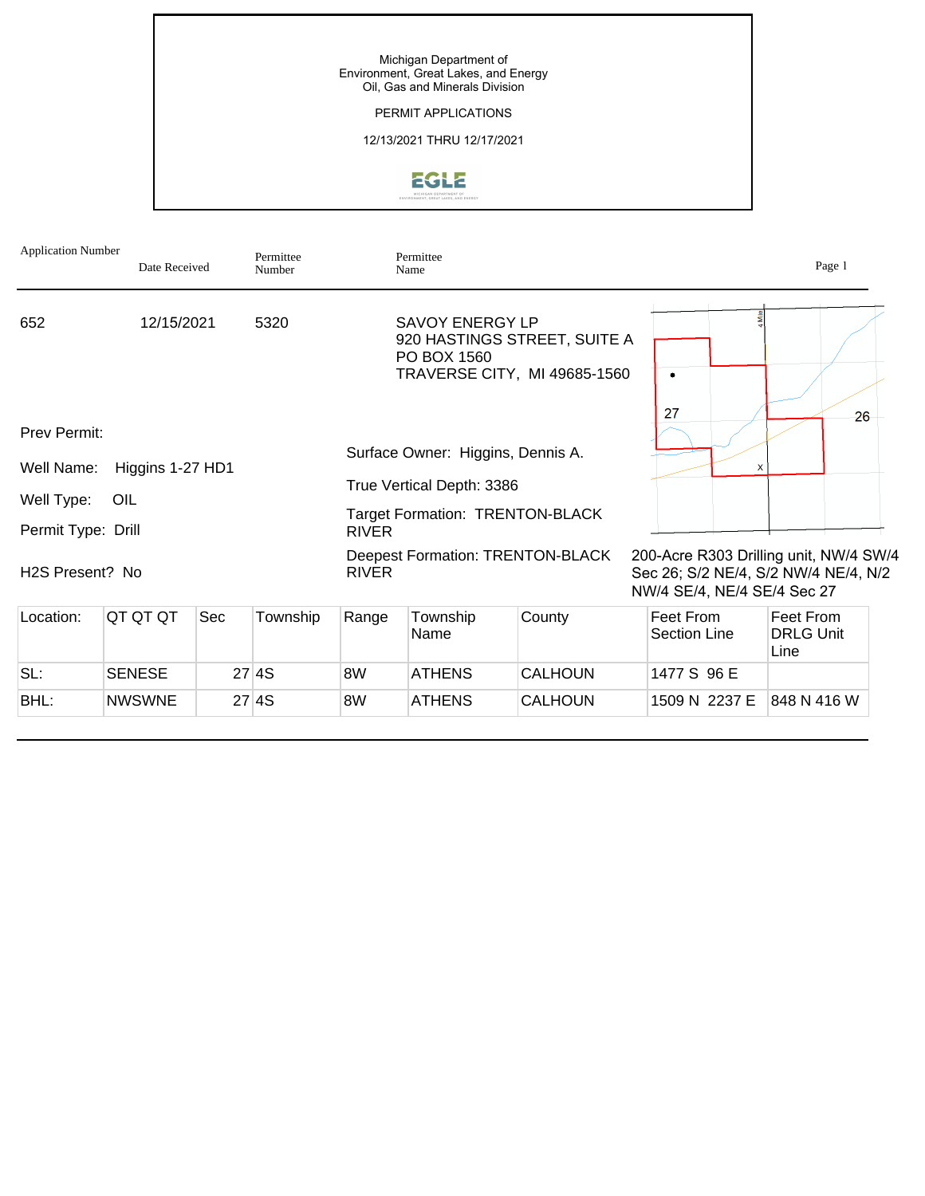Michigan Department of Environment, Great Lakes, and Energy
Oil, Gas and Minerals Division

PERMIT APPLICATIONS

12/13/2021 THRU 12/17/2021

| Application Number | Date Received | Permittee Number | Permittee Name |
|---|---|---|---|
| 652 | 12/15/2021 | 5320 | SAVOY ENERGY LP<br>920 HASTINGS STREET, SUITE A<br>PO BOX 1560<br>TRAVERSE CITY, MI 49685-1560 |

Prev Permit:

Well Name: Higgins 1-27 HD1

Well Type: OIL

Permit Type: Drill

H2S Present? No

Surface Owner: Higgins, Dennis A.

True Vertical Depth: 3386

Target Formation: TRENTON-BLACK RIVER

Deepest Formation: TRENTON-BLACK RIVER

200-Acre R303 Drilling unit, NW/4 SW/4 Sec 26; S/2 NE/4, S/2 NW/4 NE/4, N/2 NW/4 SE/4, NE/4 SE/4 Sec 27

| Location: | QT QT QT | Sec | Township | Range | Township Name | County | Feet From Section Line | Feet From DRLG Unit Line |
|---|---|---|---|---|---|---|---|---|
| SL: | SENESE | 27 | 4S | 8W | ATHENS | CALHOUN | 1477 S 96 E | |
| BHL: | NWSWNE | 27 | 4S | 8W | ATHENS | CALHOUN | 1509 N 2237 E | 848 N 416 W |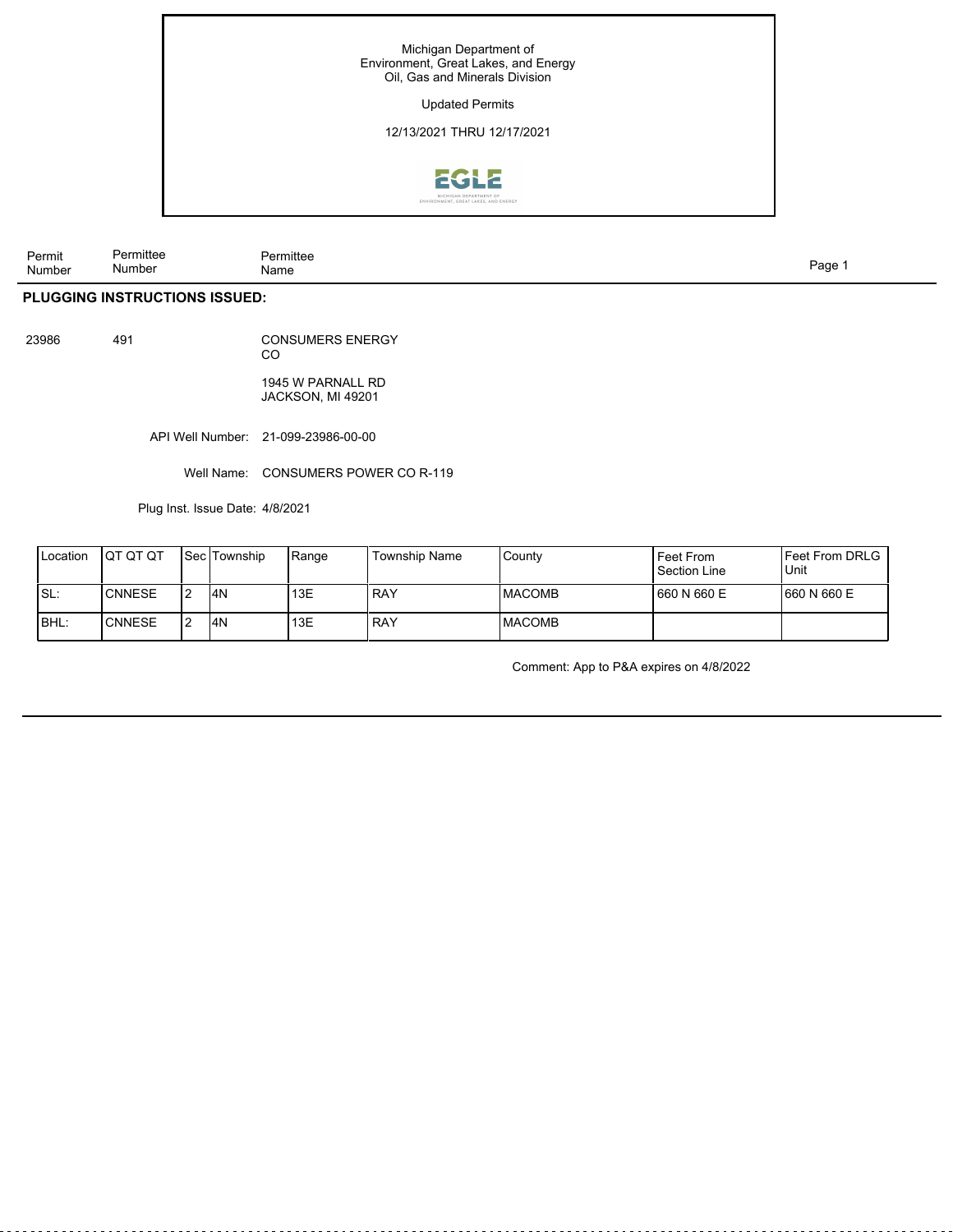Michigan Department of
Environment, Great Lakes, and Energy
Oil, Gas and Minerals Division

Updated Permits

12/13/2021 THRU 12/17/2021

| Permit Number | Permittee Number | Permittee Name |
|---|---|---|

## PLUGGING INSTRUCTIONS ISSUED:

23986 491 CONSUMERS ENERGY CO

1945 W PARNALL RD
JACKSON, MI 49201

API Well Number: 21-099-23986-00-00

Well Name: CONSUMERS POWER CO R-119

Plug Inst. Issue Date: 4/8/2021

| Location | QT QT QT | Sec | Township | Range | Township Name | County | Feet From Section Line | Feet From DRLG Unit |
|---|---|---|---|---|---|---|---|---|
| SL: | CNNESE | 2 | 4N | 13E | RAY | MACOMB | 660 N 660 E | 660 N 660 E |
| BHL: | CNNESE | 2 | 4N | 13E | RAY | MACOMB | | |

Comment: App to P&A expires on 4/8/2022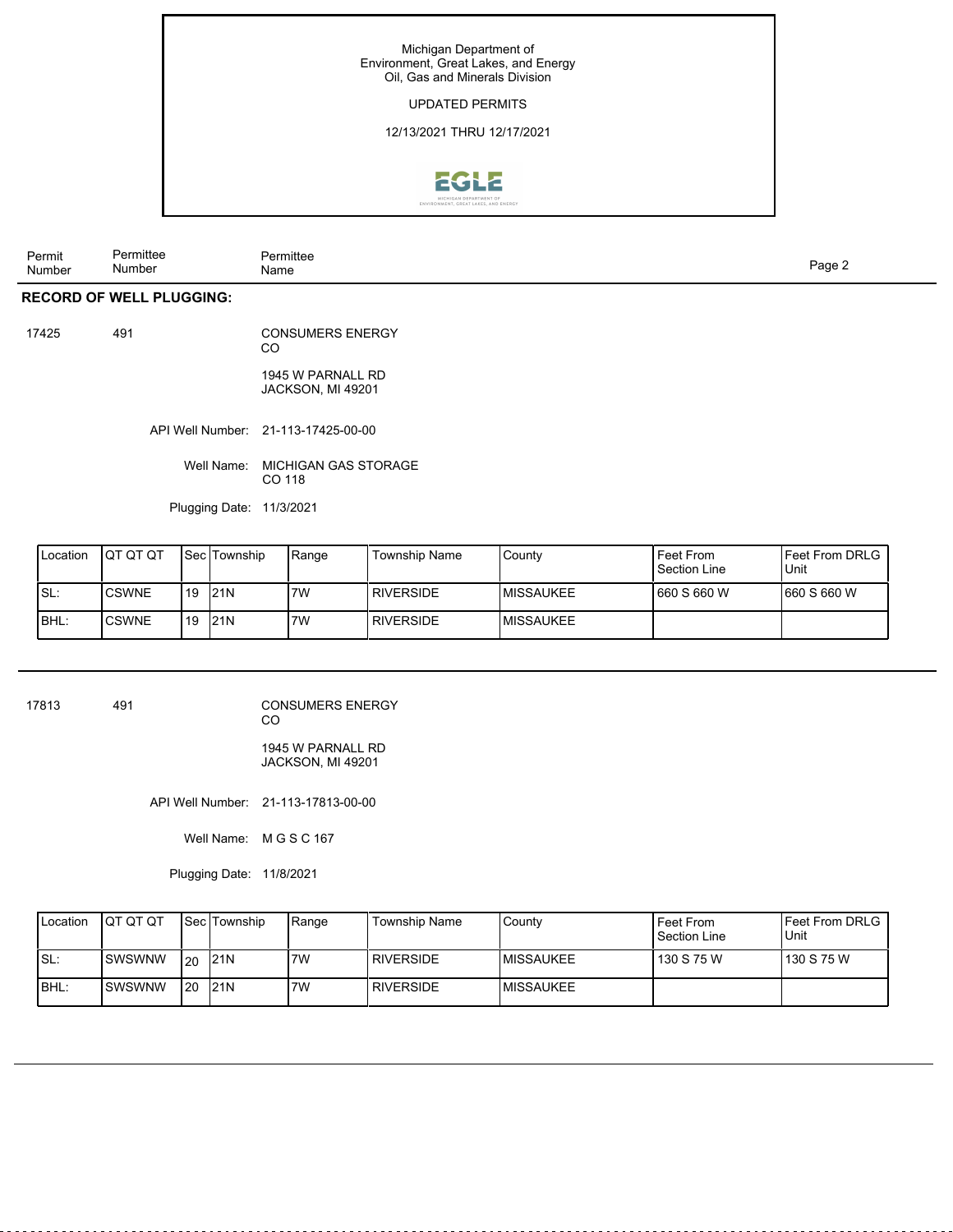Michigan Department of Environment, Great Lakes, and Energy
Oil, Gas and Minerals Division

UPDATED PERMITS

12/13/2021 THRU 12/17/2021

| Permit Number | Permittee Number | Permittee Name |
|---|---|---|

## RECORD OF WELL PLUGGING:

**17425** 491 CONSUMERS ENERGY CO

1945 W PARNALL RD
JACKSON, MI 49201

API Well Number: 21-113-17425-00-00

Well Name: MICHIGAN GAS STORAGE CO 118

Plugging Date: 11/3/2021

| Location | QT QT QT | Sec | Township | Range | Township Name | County | Feet From Section Line | Feet From DRLG Unit |
|---|---|---|---|---|---|---|---|---|
| SL: | CSWNE | 19 | 21N | 7W | RIVERSIDE | MISSAUKEE | 660 S 660 W | 660 S 660 W |
| BHL: | CSWNE | 19 | 21N | 7W | RIVERSIDE | MISSAUKEE | | |

---

**17813** 491 CONSUMERS ENERGY CO

1945 W PARNALL RD
JACKSON, MI 49201

API Well Number: 21-113-17813-00-00

Well Name: M G S C 167

Plugging Date: 11/8/2021

| Location | QT QT QT | Sec | Township | Range | Township Name | County | Feet From Section Line | Feet From DRLG Unit |
|---|---|---|---|---|---|---|---|---|
| SL: | SWSWNW | 20 | 21N | 7W | RIVERSIDE | MISSAUKEE | 130 S 75 W | 130 S 75 W |
| BHL: | SWSWNW | 20 | 21N | 7W | RIVERSIDE | MISSAUKEE | | |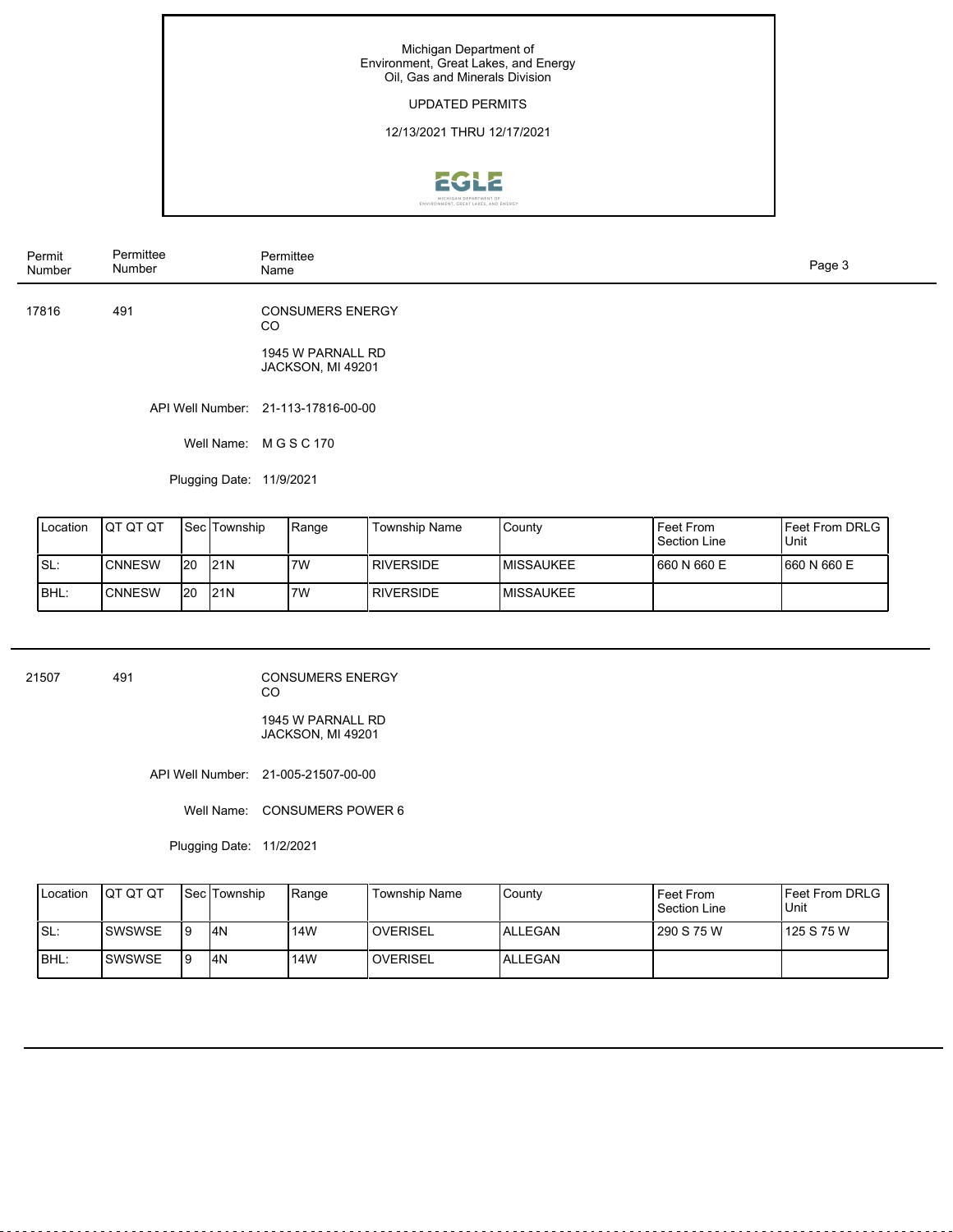Michigan Department of
Environment, Great Lakes, and Energy
Oil, Gas and Minerals Division

UPDATED PERMITS

12/13/2021 THRU 12/17/2021

| Permit Number | Permittee Number | Permittee Name |
|---|---|---|
| 17816 | 491 | CONSUMERS ENERGY CO<br>1945 W PARNALL RD<br>JACKSON, MI 49201 |

API Well Number: 21-113-17816-00-00

Well Name: M G S C 170

Plugging Date: 11/9/2021

| Location | QT QT QT | Sec | Township | Range | Township Name | County | Feet From Section Line | Feet From DRLG Unit |
|---|---|---|---|---|---|---|---|---|
| SL: | CNNESW | 20 | 21N | 7W | RIVERSIDE | MISSAUKEE | 660 N 660 E | 660 N 660 E |
| BHL: | CNNESW | 20 | 21N | 7W | RIVERSIDE | MISSAUKEE | | |

---

| Permit Number | Permittee Number | Permittee Name |
|---|---|---|
| 21507 | 491 | CONSUMERS ENERGY CO<br>1945 W PARNALL RD<br>JACKSON, MI 49201 |

API Well Number: 21-005-21507-00-00

Well Name: CONSUMERS POWER 6

Plugging Date: 11/2/2021

| Location | QT QT QT | Sec | Township | Range | Township Name | County | Feet From Section Line | Feet From DRLG Unit |
|---|---|---|---|---|---|---|---|---|
| SL: | SWSWSE | 9 | 4N | 14W | OVERISEL | ALLEGAN | 290 S 75 W | 125 S 75 W |
| BHL: | SWSWSE | 9 | 4N | 14W | OVERISEL | ALLEGAN | | |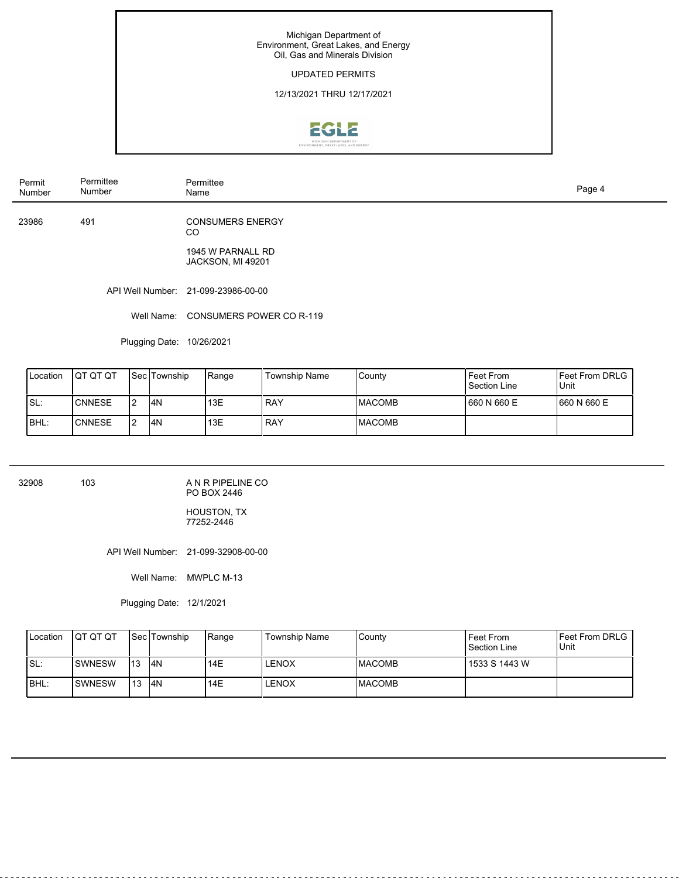Michigan Department of
Environment, Great Lakes, and Energy
Oil, Gas and Minerals Division

UPDATED PERMITS

12/13/2021 THRU 12/17/2021

| Permit Number | Permittee Number | Permittee Name |
|---|---|---|
| 23986 | 491 | CONSUMERS ENERGY CO<br>1945 W PARNALL RD<br>JACKSON, MI 49201 |

API Well Number: 21-099-23986-00-00

Well Name: CONSUMERS POWER CO R-119

Plugging Date: 10/26/2021

| Location | QT QT QT | Sec | Township | Range | Township Name | County | Feet From Section Line | Feet From DRLG Unit |
|---|---|---|---|---|---|---|---|---|
| SL: | CNNESE | 2 | 4N | 13E | RAY | MACOMB | 660 N 660 E | 660 N 660 E |
| BHL: | CNNESE | 2 | 4N | 13E | RAY | MACOMB | | |

---

| Permit Number | Permittee Number | Permittee Name |
|---|---|---|
| 32908 | 103 | A N R PIPELINE CO<br>PO BOX 2446<br>HOUSTON, TX 77252-2446 |

API Well Number: 21-099-32908-00-00

Well Name: MWPLC M-13

Plugging Date: 12/1/2021

| Location | QT QT QT | Sec | Township | Range | Township Name | County | Feet From Section Line | Feet From DRLG Unit |
|---|---|---|---|---|---|---|---|---|
| SL: | SWNESW | 13 | 4N | 14E | LENOX | MACOMB | 1533 S 1443 W | |
| BHL: | SWNESW | 13 | 4N | 14E | LENOX | MACOMB | | |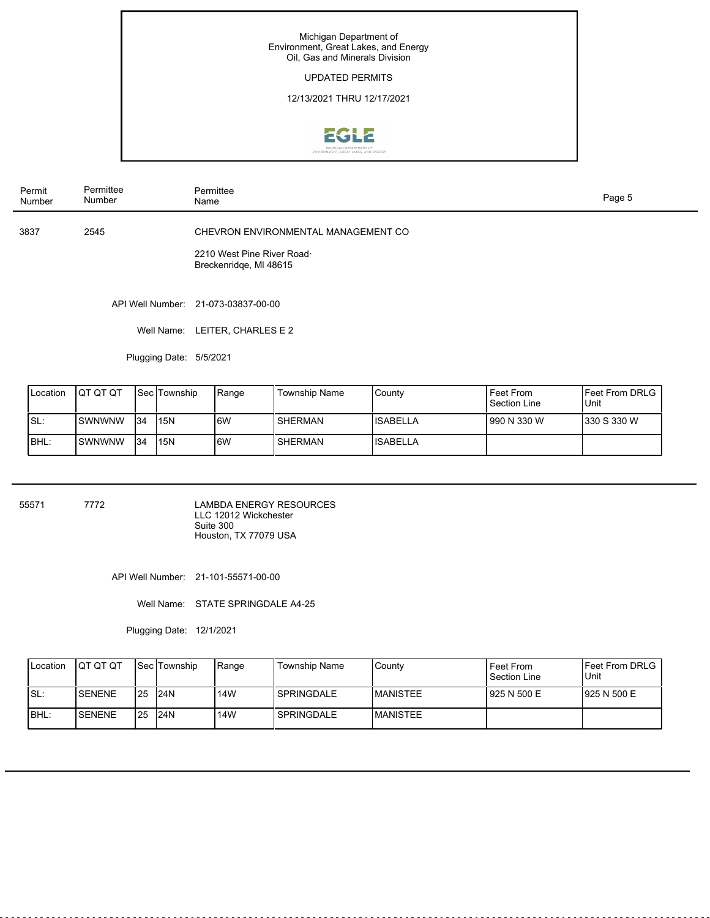Michigan Department of
Environment, Great Lakes, and Energy
Oil, Gas and Minerals Division

UPDATED PERMITS

12/13/2021 THRU 12/17/2021

| Permit Number | Permittee Number | Permittee Name |
|---|---|---|

---

**3837** **2545** **CHEVRON ENVIRONMENTAL MANAGEMENT CO**

2210 West Pine River Road·
Breckenridqe, MI 48615

API Well Number: 21-073-03837-00-00

Well Name: LEITER, CHARLES E 2

Plugging Date: 5/5/2021

| Location | QT QT QT | Sec | Township | Range | Township Name | County | Feet From Section Line | Feet From DRLG Unit |
|---|---|---|---|---|---|---|---|---|
| SL: | SWNWNW | 34 | 15N | 6W | SHERMAN | ISABELLA | 990 N 330 W | 330 S 330 W |
| BHL: | SWNWNW | 34 | 15N | 6W | SHERMAN | ISABELLA | | |

---

**55571** **7772** **LAMBDA ENERGY RESOURCES**

LLC 12012 Wickchester
Suite 300
Houston, TX 77079 USA

API Well Number: 21-101-55571-00-00

Well Name: STATE SPRINGDALE A4-25

Plugging Date: 12/1/2021

| Location | QT QT QT | Sec | Township | Range | Township Name | County | Feet From Section Line | Feet From DRLG Unit |
|---|---|---|---|---|---|---|---|---|
| SL: | SENENE | 25 | 24N | 14W | SPRINGDALE | MANISTEE | 925 N 500 E | 925 N 500 E |
| BHL: | SENENE | 25 | 24N | 14W | SPRINGDALE | MANISTEE | | |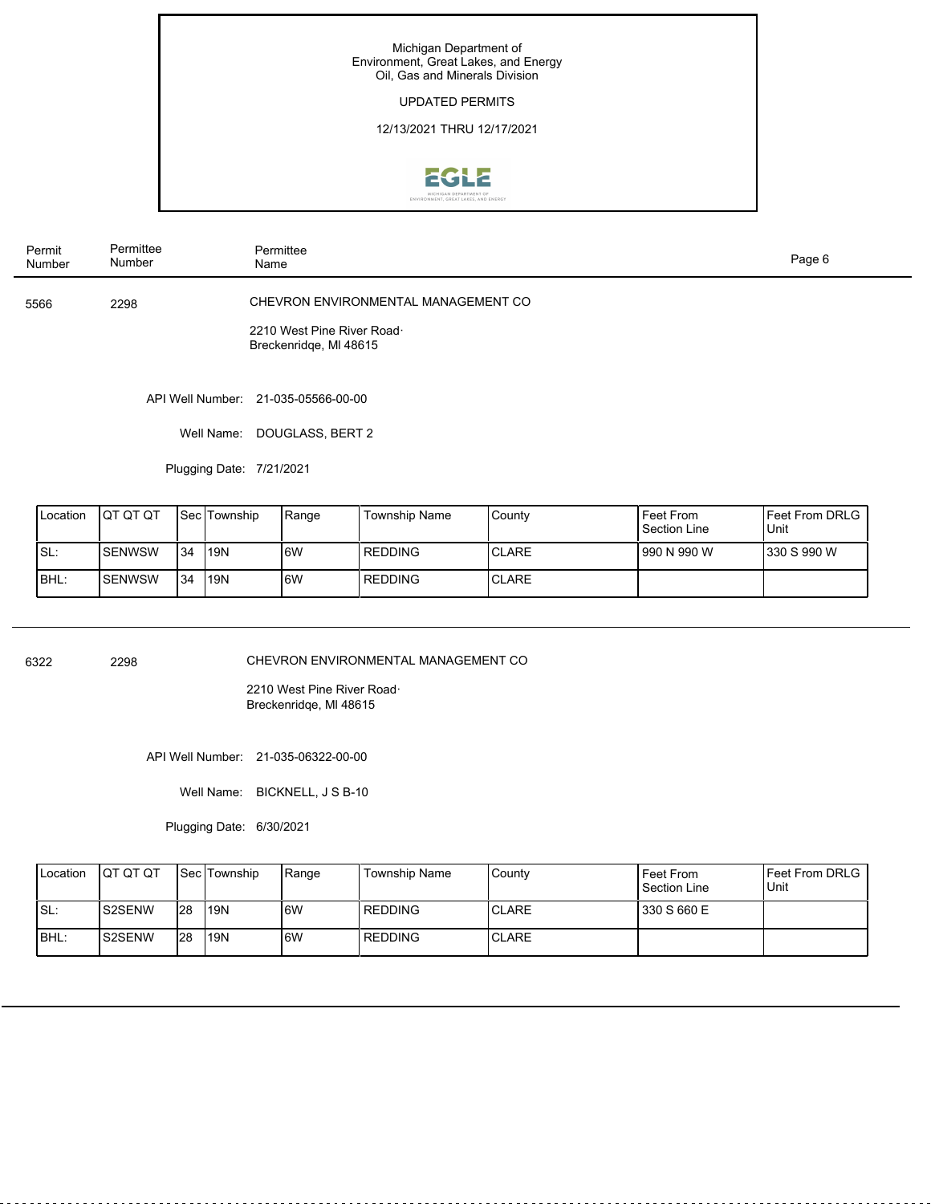Michigan Department of
Environment, Great Lakes, and Energy
Oil, Gas and Minerals Division

UPDATED PERMITS

12/13/2021 THRU 12/17/2021

| Permit Number | Permittee Number | Permittee Name |
|---|---|---|
| 5566 | 2298 | CHEVRON ENVIRONMENTAL MANAGEMENT CO |

2210 West Pine River Road·
Breckenridqe, MI 48615

API Well Number: 21-035-05566-00-00

Well Name: DOUGLASS, BERT 2

Plugging Date: 7/21/2021

| Location | QT QT QT | Sec | Township | Range | Township Name | County | Feet From Section Line | Feet From DRLG Unit |
|---|---|---|---|---|---|---|---|---|
| SL: | SENWSW | 34 | 19N | 6W | REDDING | CLARE | 990 N 990 W | 330 S 990 W |
| BHL: | SENWSW | 34 | 19N | 6W | REDDING | CLARE | | |

---

| Permit Number | Permittee Number | Permittee Name |
|---|---|---|
| 6322 | 2298 | CHEVRON ENVIRONMENTAL MANAGEMENT CO |

2210 West Pine River Road·
Breckenridqe, MI 48615

API Well Number: 21-035-06322-00-00

Well Name: BICKNELL, J S B-10

Plugging Date: 6/30/2021

| Location | QT QT QT | Sec | Township | Range | Township Name | County | Feet From Section Line | Feet From DRLG Unit |
|---|---|---|---|---|---|---|---|---|
| SL: | S2SENW | 28 | 19N | 6W | REDDING | CLARE | 330 S 660 E | |
| BHL: | S2SENW | 28 | 19N | 6W | REDDING | CLARE | | |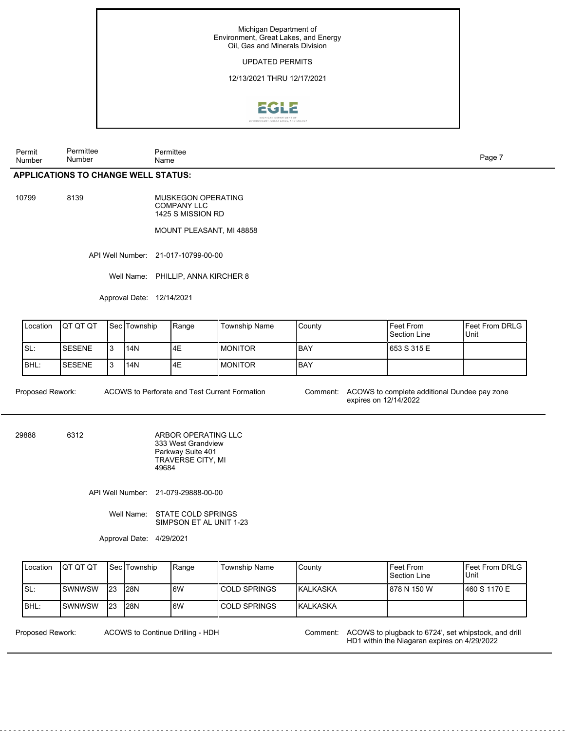Michigan Department of
Environment, Great Lakes, and Energy
Oil, Gas and Minerals Division

UPDATED PERMITS

12/13/2021 THRU 12/17/2021

| Permit Number | Permittee Number | Permittee Name |
|---|---|---|

## APPLICATIONS TO CHANGE WELL STATUS:

**10799** | **8139** | MUSKEGON OPERATING COMPANY LLC
1425 S MISSION RD

MOUNT PLEASANT, MI 48858

API Well Number: 21-017-10799-00-00

Well Name: PHILLIP, ANNA KIRCHER 8

Approval Date: 12/14/2021

| Location | QT QT QT | Sec | Township | Range | Township Name | County | Feet From Section Line | Feet From DRLG Unit |
|---|---|---|---|---|---|---|---|---|
| SL: | SESENE | 3 | 14N | 4E | MONITOR | BAY | 653 S 315 E | |
| BHL: | SESENE | 3 | 14N | 4E | MONITOR | BAY | | |

Proposed Rework: ACOWS to Perforate and Test Current Formation

Comment: ACOWS to complete additional Dundee pay zone expires on 12/14/2022

---

**29888** | **6312** | ARBOR OPERATING LLC
333 West Grandview
Parkway Suite 401
TRAVERSE CITY, MI
49684

API Well Number: 21-079-29888-00-00

Well Name: STATE COLD SPRINGS SIMPSON ET AL UNIT 1-23

Approval Date: 4/29/2021

| Location | QT QT QT | Sec | Township | Range | Township Name | County | Feet From Section Line | Feet From DRLG Unit |
|---|---|---|---|---|---|---|---|---|
| SL: | SWNWSW | 23 | 28N | 6W | COLD SPRINGS | KALKASKA | 878 N 150 W | 460 S 1170 E |
| BHL: | SWNWSW | 23 | 28N | 6W | COLD SPRINGS | KALKASKA | | |

Proposed Rework: ACOWS to Continue Drilling - HDH

Comment: ACOWS to plugback to 6724', set whipstock, and drill HD1 within the Niagaran expires on 4/29/2022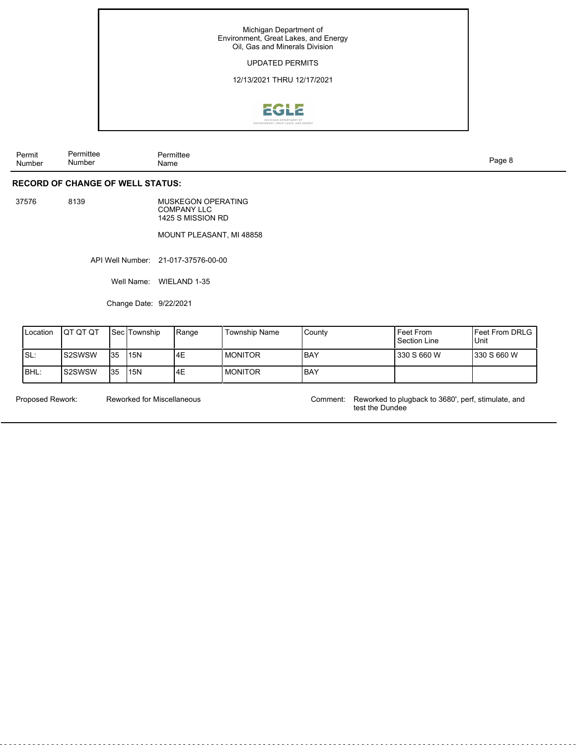Michigan Department of Environment, Great Lakes, and Energy
Oil, Gas and Minerals Division

UPDATED PERMITS

12/13/2021 THRU 12/17/2021

| Permit Number | Permittee Number | Permittee Name |
|---|---|---|

## RECORD OF CHANGE OF WELL STATUS:

37576 8139 MUSKEGON OPERATING COMPANY LLC
1425 S MISSION RD

MOUNT PLEASANT, MI 48858

API Well Number: 21-017-37576-00-00

Well Name: WIELAND 1-35

Change Date: 9/22/2021

| Location | QT QT QT | Sec | Township | Range | Township Name | County | Feet From Section Line | Feet From DRLG Unit |
|---|---|---|---|---|---|---|---|---|
| SL: | S2SWSW | 35 | 15N | 4E | MONITOR | BAY | 330 S 660 W | 330 S 660 W |
| BHL: | S2SWSW | 35 | 15N | 4E | MONITOR | BAY | | |

Proposed Rework: Reworked for Miscellaneous

Comment: Reworked to plugback to 3680', perf, stimulate, and test the Dundee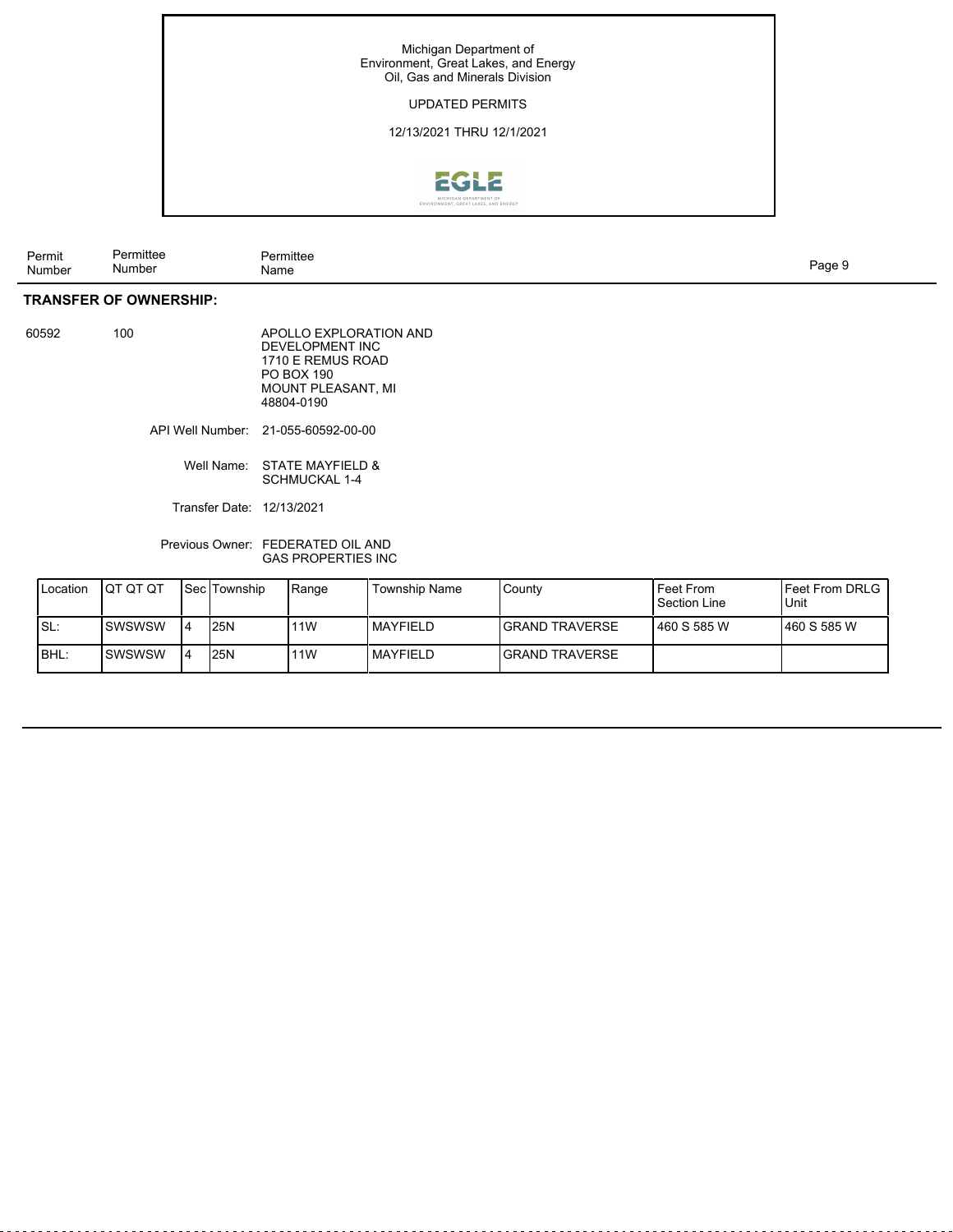Michigan Department of Environment, Great Lakes, and Energy
Oil, Gas and Minerals Division

UPDATED PERMITS

12/13/2021 THRU 12/1/2021

| Permit Number | Permittee Number | Permittee Name |
|---|---|---|

## TRANSFER OF OWNERSHIP:

60592 100 APOLLO EXPLORATION AND DEVELOPMENT INC
1710 E REMUS ROAD
PO BOX 190
MOUNT PLEASANT, MI
48804-0190

API Well Number: 21-055-60592-00-00

Well Name: STATE MAYFIELD & SCHMUCKAL 1-4

Transfer Date: 12/13/2021

Previous Owner: FEDERATED OIL AND GAS PROPERTIES INC

| Location | QT QT QT | Sec | Township | Range | Township Name | County | Feet From Section Line | Feet From DRLG Unit |
|---|---|---|---|---|---|---|---|---|
| SL: | SWSWSW | 4 | 25N | 11W | MAYFIELD | GRAND TRAVERSE | 460 S 585 W | 460 S 585 W |
| BHL: | SWSWSW | 4 | 25N | 11W | MAYFIELD | GRAND TRAVERSE | | |